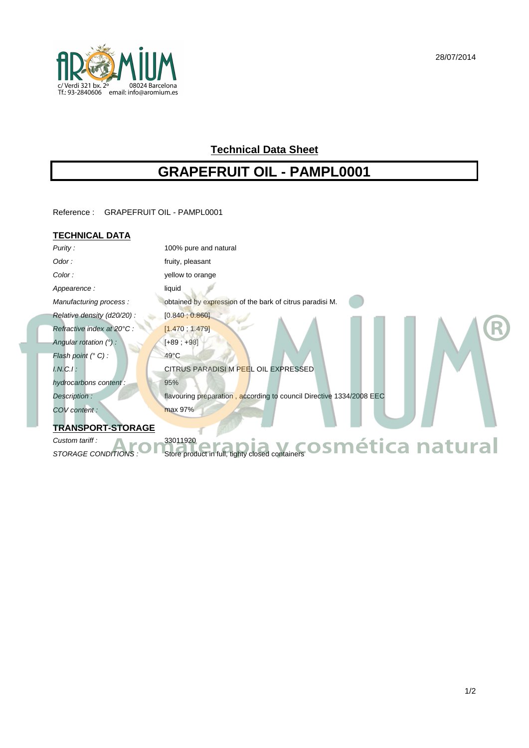c/ Verdi 321 bx. 2º 08024 Barcelona
Tf.: 93-2840606 email: info@aromium.es

28/07/2014

## Technical Data Sheet

# GRAPEFRUIT OIL - PAMPL0001

Reference : GRAPEFRUIT OIL - PAMPL0001

## TECHNICAL DATA

| | |
|---|---|
| *Purity :* | 100% pure and natural |
| *Odor :* | fruity, pleasant |
| *Color :* | yellow to orange |
| *Appearence :* | liquid |
| *Manufacturing process :* | obtained by expression of the bark of citrus paradisi M. |
| *Relative density (d20/20) :* | [0.840 ; 0.860] |
| *Refractive index at 20°C :* | [1.470 ; 1.479] |
| *Angular rotation (°) :* | [+89 ; +98] |
| *Flash point (° C) :* | 49°C |
| *I.N.C.I :* | CITRUS PARADISI M PEEL OIL EXPRESSED |
| *hydrocarbons content :* | 95% |
| *Description :* | flavouring preparation , according to council Directive 1334/2008 EEC |
| *COV content :* | max 97% |

## TRANSPORT-STORAGE

| | |
|---|---|
| *Custom tariff :* | 33011920 |
| *STORAGE CONDITIONS :* | Store product in full, tighty closed containers |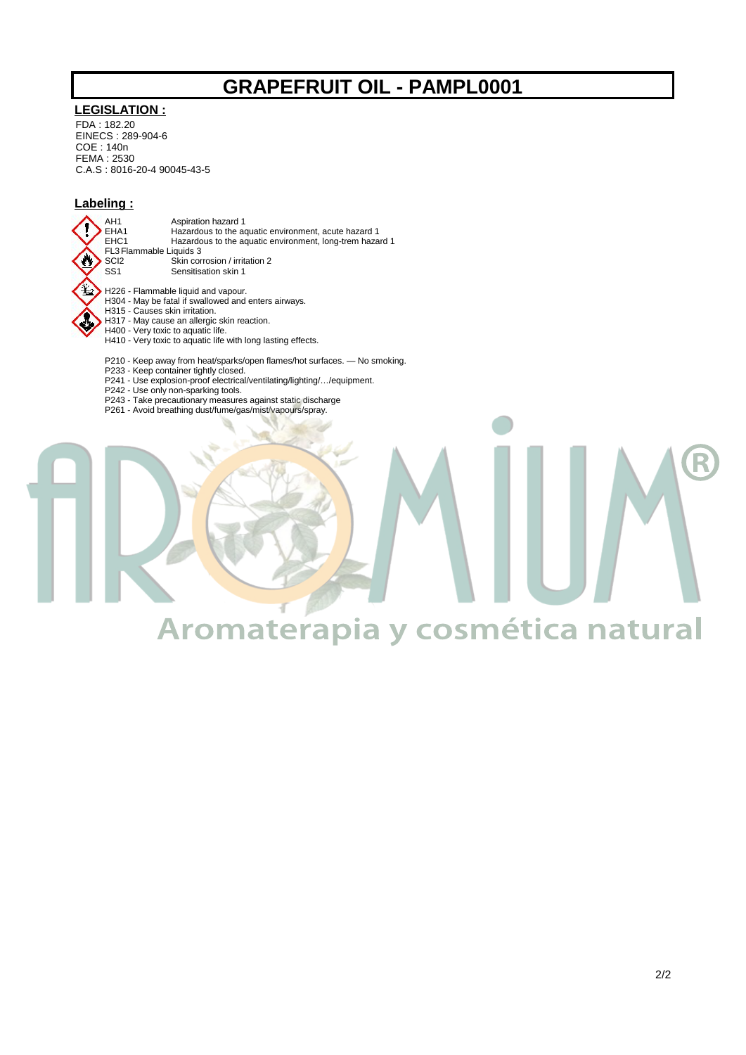# GRAPEFRUIT OIL - PAMPL0001

**LEGISLATION :**

FDA : 182.20
EINECS : 289-904-6
COE : 140n
FEMA : 2530
C.A.S : 8016-20-4 90045-43-5

**Labeling :**

| | |
|---|---|
| AH1 | Aspiration hazard 1 |
| EHA1 | Hazardous to the aquatic environment, acute hazard 1 |
| EHC1 | Hazardous to the aquatic environment, long-trem hazard 1 |
| FL3 | Flammable Liquids 3 |
| SCI2 | Skin corrosion / irritation 2 |
| SS1 | Sensitisation skin 1 |

H226 - Flammable liquid and vapour.
H304 - May be fatal if swallowed and enters airways.
H315 - Causes skin irritation.
H317 - May cause an allergic skin reaction.
H400 - Very toxic to aquatic life.
H410 - Very toxic to aquatic life with long lasting effects.

P210 - Keep away from heat/sparks/open flames/hot surfaces. — No smoking.
P233 - Keep container tightly closed.
P241 - Use explosion-proof electrical/ventilating/lighting/…/equipment.
P242 - Use only non-sparking tools.
P243 - Take precautionary measures against static discharge
P261 - Avoid breathing dust/fume/gas/mist/vapours/spray.

AROMIUM®
Aromaterapia y cosmética natural